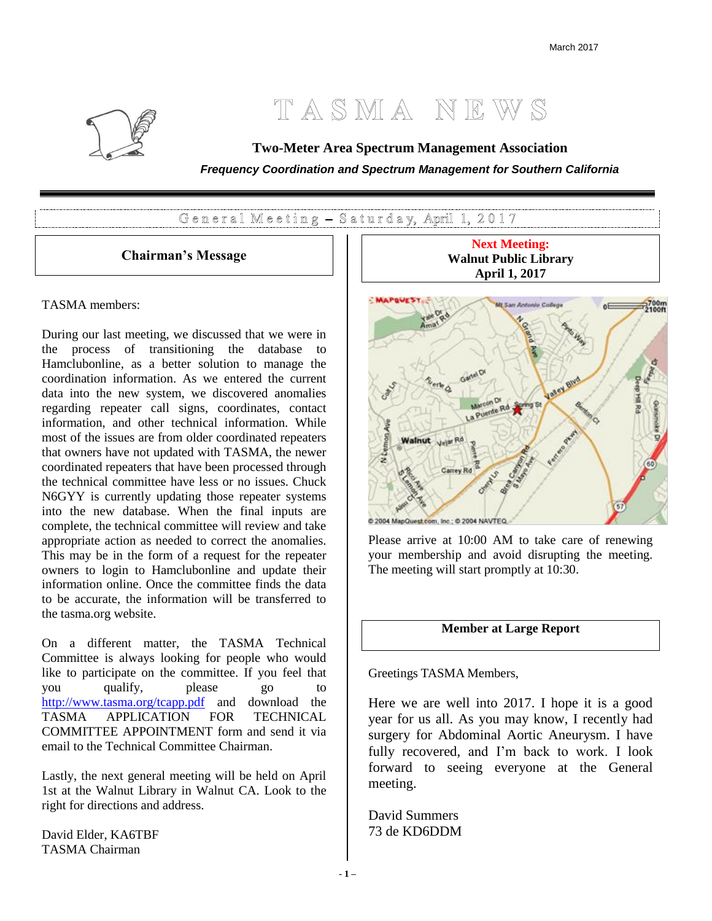March 2017

# TASMA NEWS

**Two-Meter Area Spectrum Management Association**

***Frequency Coordination and Spectrum Management for Southern California***

General Meeting – Saturday, April 1, 2017

## Chairman's Message

TASMA members:

During our last meeting, we discussed that we were in the process of transitioning the database to Hamclubonline, as a better solution to manage the coordination information. As we entered the current data into the new system, we discovered anomalies regarding repeater call signs, coordinates, contact information, and other technical information. While most of the issues are from older coordinated repeaters that owners have not updated with TASMA, the newer coordinated repeaters that have been processed through the technical committee have less or no issues. Chuck N6GYY is currently updating those repeater systems into the new database. When the final inputs are complete, the technical committee will review and take appropriate action as needed to correct the anomalies. This may be in the form of a request for the repeater owners to login to Hamclubonline and update their information online. Once the committee finds the data to be accurate, the information will be transferred to the tasma.org website.

On a different matter, the TASMA Technical Committee is always looking for people who would like to participate on the committee. If you feel that you qualify, please go to http://www.tasma.org/tcapp.pdf and download the TASMA APPLICATION FOR TECHNICAL COMMITTEE APPOINTMENT form and send it via email to the Technical Committee Chairman.

Lastly, the next general meeting will be held on April 1st at the Walnut Library in Walnut CA. Look to the right for directions and address.

David Elder, KA6TBF
TASMA Chairman

## Next Meeting:

**Walnut Public Library**
**April 1, 2017**

Please arrive at 10:00 AM to take care of renewing your membership and avoid disrupting the meeting. The meeting will start promptly at 10:30.

## Member at Large Report

Greetings TASMA Members,

Here we are well into 2017. I hope it is a good year for us all. As you may know, I recently had surgery for Abdominal Aortic Aneurysm. I have fully recovered, and I'm back to work. I look forward to seeing everyone at the General meeting.

David Summers
73 de KD6DDM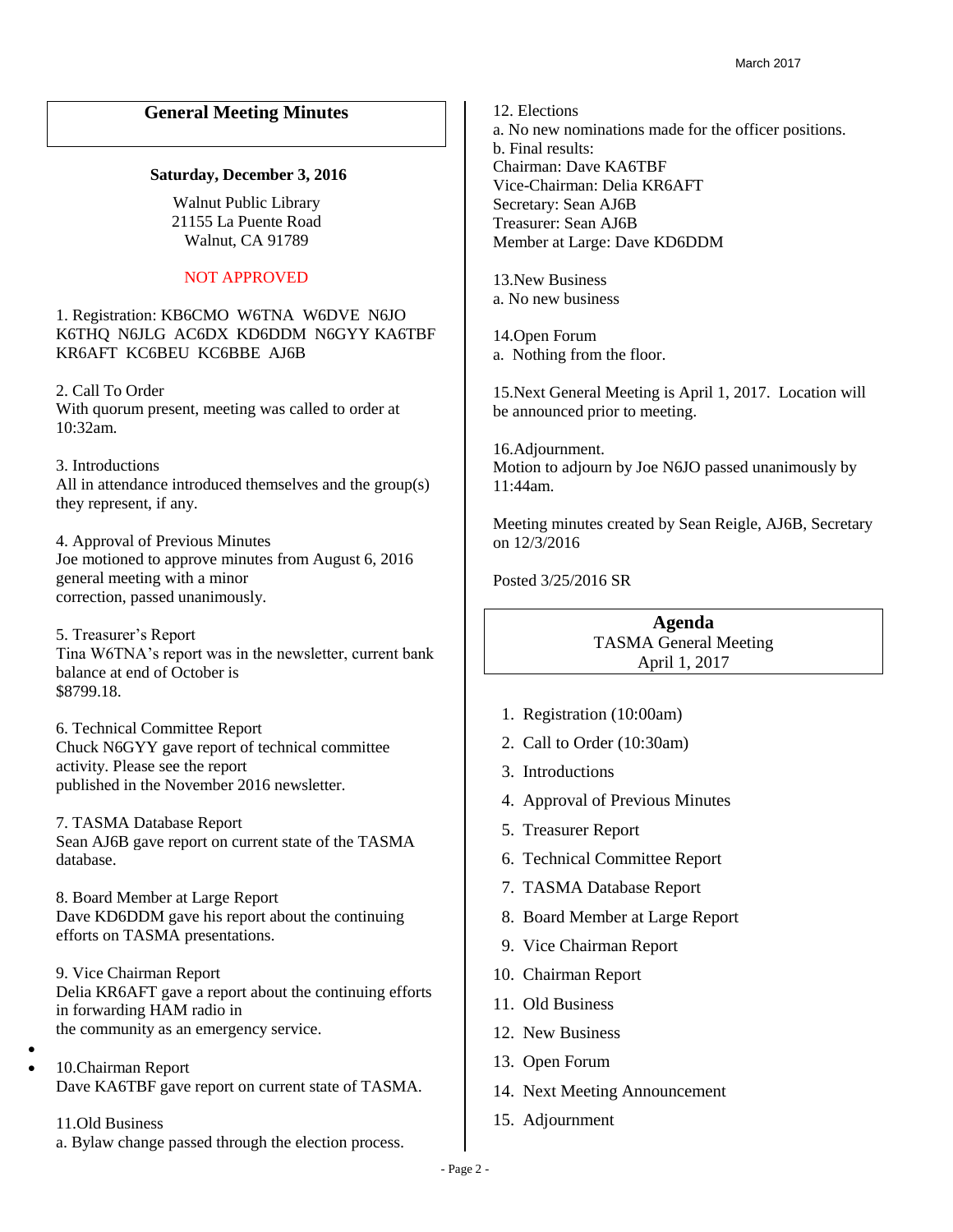## General Meeting Minutes

**Saturday, December 3, 2016**

Walnut Public Library
21155 La Puente Road
Walnut, CA 91789

NOT APPROVED

1. Registration: KB6CMO W6TNA W6DVE N6JO K6THQ N6JLG AC6DX KD6DDM N6GYY KA6TBF KR6AFT KC6BEU KC6BBE AJ6B

2. Call To Order
With quorum present, meeting was called to order at 10:32am.

3. Introductions
All in attendance introduced themselves and the group(s) they represent, if any.

4. Approval of Previous Minutes
Joe motioned to approve minutes from August 6, 2016 general meeting with a minor correction, passed unanimously.

5. Treasurer's Report
Tina W6TNA's report was in the newsletter, current bank balance at end of October is $8799.18.

6. Technical Committee Report
Chuck N6GYY gave report of technical committee activity. Please see the report published in the November 2016 newsletter.

7. TASMA Database Report
Sean AJ6B gave report on current state of the TASMA database.

8. Board Member at Large Report
Dave KD6DDM gave his report about the continuing efforts on TASMA presentations.

9. Vice Chairman Report
Delia KR6AFT gave a report about the continuing efforts in forwarding HAM radio in the community as an emergency service.

10.Chairman Report
Dave KA6TBF gave report on current state of TASMA.

11.Old Business
a. Bylaw change passed through the election process.

12. Elections
a. No new nominations made for the officer positions.
b. Final results:
Chairman: Dave KA6TBF
Vice-Chairman: Delia KR6AFT
Secretary: Sean AJ6B
Treasurer: Sean AJ6B
Member at Large: Dave KD6DDM

13.New Business
a. No new business

14.Open Forum
a. Nothing from the floor.

15.Next General Meeting is April 1, 2017. Location will be announced prior to meeting.

16.Adjournment.
Motion to adjourn by Joe N6JO passed unanimously by 11:44am.

Meeting minutes created by Sean Reigle, AJ6B, Secretary on 12/3/2016

Posted 3/25/2016 SR

## Agenda

TASMA General Meeting
April 1, 2017

1. Registration (10:00am)
2. Call to Order (10:30am)
3. Introductions
4. Approval of Previous Minutes
5. Treasurer Report
6. Technical Committee Report
7. TASMA Database Report
8. Board Member at Large Report
9. Vice Chairman Report
10. Chairman Report
11. Old Business
12. New Business
13. Open Forum
14. Next Meeting Announcement
15. Adjournment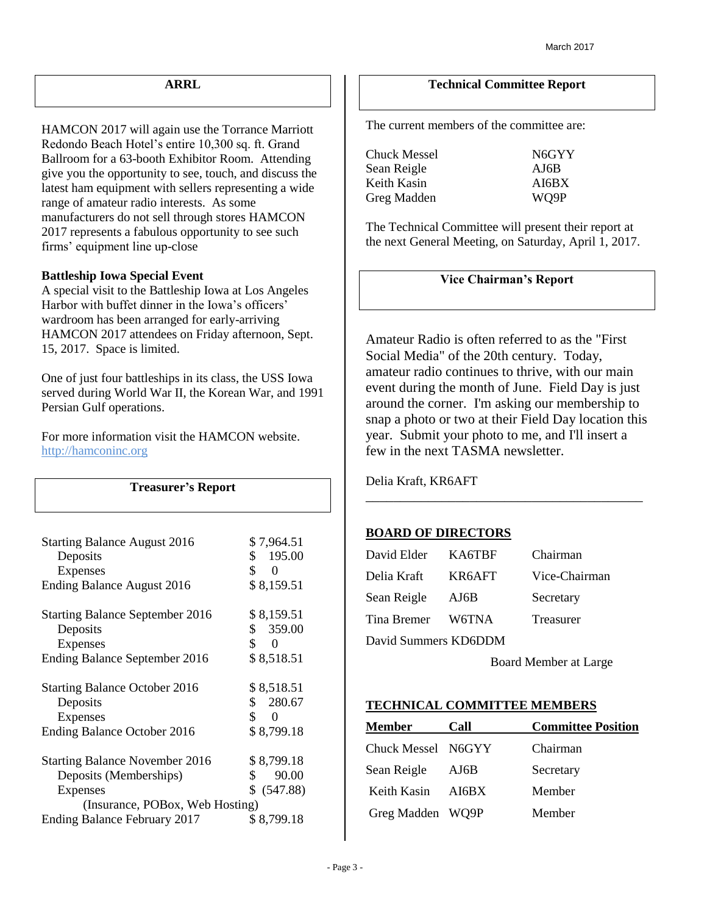## ARRL

HAMCON 2017 will again use the Torrance Marriott Redondo Beach Hotel's entire 10,300 sq. ft. Grand Ballroom for a 63-booth Exhibitor Room. Attending give you the opportunity to see, touch, and discuss the latest ham equipment with sellers representing a wide range of amateur radio interests. As some manufacturers do not sell through stores HAMCON 2017 represents a fabulous opportunity to see such firms' equipment line up-close

**Battleship Iowa Special Event**
A special visit to the Battleship Iowa at Los Angeles Harbor with buffet dinner in the Iowa's officers' wardroom has been arranged for early-arriving HAMCON 2017 attendees on Friday afternoon, Sept. 15, 2017. Space is limited.

One of just four battleships in its class, the USS Iowa served during World War II, the Korean War, and 1991 Persian Gulf operations.

For more information visit the HAMCON website. http://hamconinc.org

## Treasurer's Report

| | |
|---|---|
| Starting Balance August 2016 | $ 7,964.51 |
| Deposits | $ 195.00 |
| Expenses | $ 0 |
| Ending Balance August 2016 | $ 8,159.51 |
| | |
| Starting Balance September 2016 | $ 8,159.51 |
| Deposits | $ 359.00 |
| Expenses | $ 0 |
| Ending Balance September 2016 | $ 8,518.51 |
| | |
| Starting Balance October 2016 | $ 8,518.51 |
| Deposits | $ 280.67 |
| Expenses | $ 0 |
| Ending Balance October 2016 | $ 8,799.18 |
| | |
| Starting Balance November 2016 | $ 8,799.18 |
| Deposits (Memberships) | $ 90.00 |
| Expenses (Insurance, POBox, Web Hosting) | $ (547.88) |
| Ending Balance February 2017 | $ 8,799.18 |

## Technical Committee Report

The current members of the committee are:

| | |
|---|---|
| Chuck Messel | N6GYY |
| Sean Reigle | AJ6B |
| Keith Kasin | AI6BX |
| Greg Madden | WQ9P |

The Technical Committee will present their report at the next General Meeting, on Saturday, April 1, 2017.

## Vice Chairman's Report

Amateur Radio is often referred to as the "First Social Media" of the 20th century. Today, amateur radio continues to thrive, with our main event during the month of June. Field Day is just around the corner. I'm asking our membership to snap a photo or two at their Field Day location this year. Submit your photo to me, and I'll insert a few in the next TASMA newsletter.

Delia Kraft, KR6AFT

---

## BOARD OF DIRECTORS

| | | |
|---|---|---|
| David Elder | KA6TBF | Chairman |
| Delia Kraft | KR6AFT | Vice-Chairman |
| Sean Reigle | AJ6B | Secretary |
| Tina Bremer | W6TNA | Treasurer |
| David Summers | KD6DDM | Board Member at Large |

## TECHNICAL COMMITTEE MEMBERS

| Member | Call | Committee Position |
|---|---|---|
| Chuck Messel | N6GYY | Chairman |
| Sean Reigle | AJ6B | Secretary |
| Keith Kasin | AI6BX | Member |
| Greg Madden | WQ9P | Member |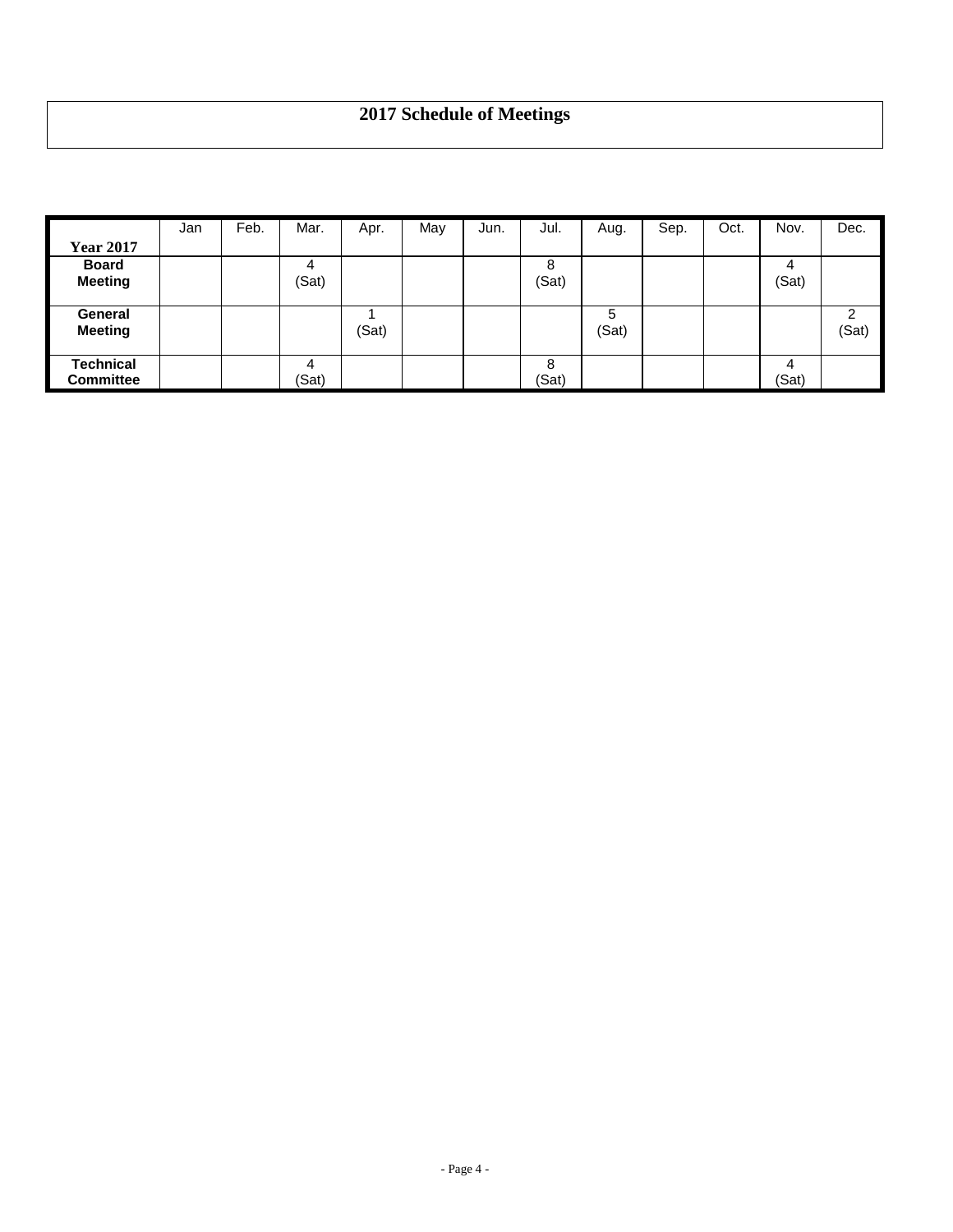# 2017 Schedule of Meetings

| Year 2017 | Jan | Feb. | Mar. | Apr. | May | Jun. | Jul. | Aug. | Sep. | Oct. | Nov. | Dec. |
|---|---|---|---|---|---|---|---|---|---|---|---|---|
| **Board Meeting** | | | 4 (Sat) | | | | 8 (Sat) | | | | 4 (Sat) | |
| **General Meeting** | | | | 1 (Sat) | | | | 5 (Sat) | | | | 2 (Sat) |
| **Technical Committee** | | | 4 (Sat) | | | | 8 (Sat) | | | | 4 (Sat) | |